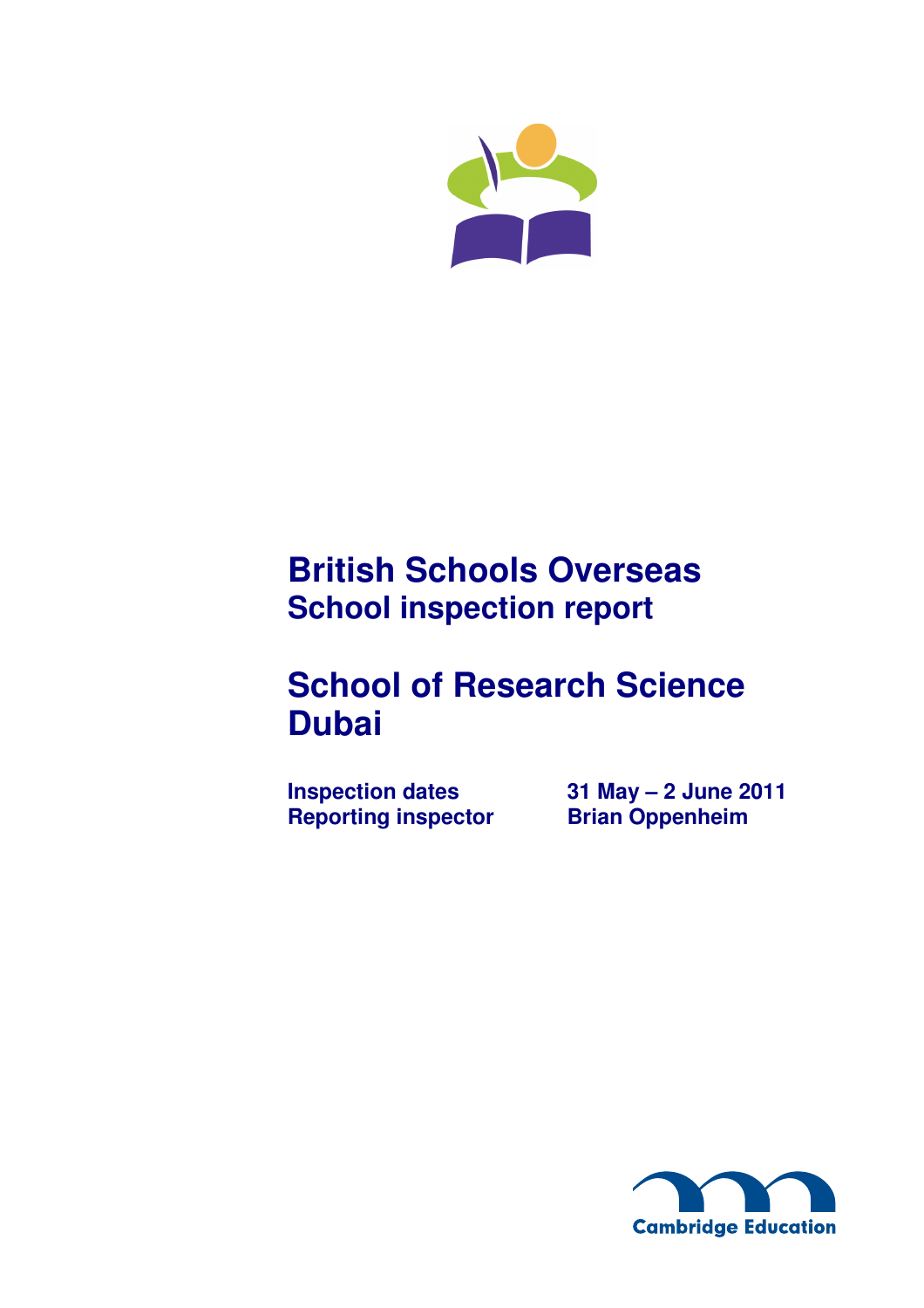# British Schools Overseas

## School inspection report

# School of Research Science Dubai

| | |
|---|---|
| **Inspection dates** | **31 May – 2 June 2011** |
| **Reporting inspector** | **Brian Oppenheim** |

Cambridge Education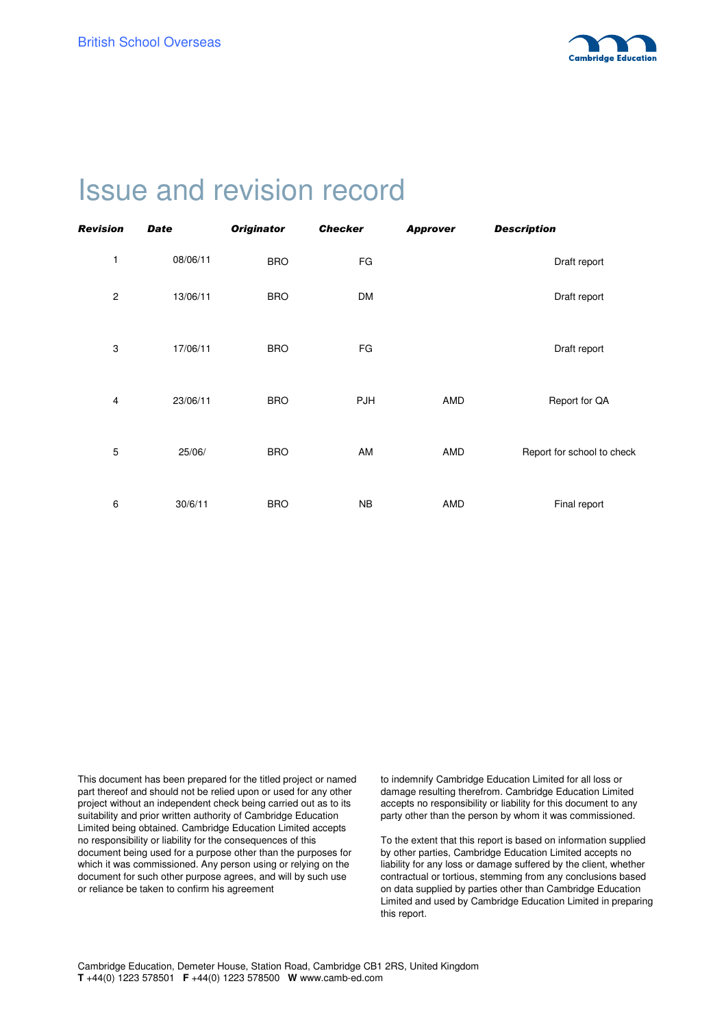# Issue and revision record

| *Revision* | *Date* | *Originator* | *Checker* | *Approver* | *Description* |
|---|---|---|---|---|---|
| 1 | 08/06/11 | BRO | FG | | Draft report |
| 2 | 13/06/11 | BRO | DM | | Draft report |
| 3 | 17/06/11 | BRO | FG | | Draft report |
| 4 | 23/06/11 | BRO | PJH | AMD | Report for QA |
| 5 | 25/06/ | BRO | AM | AMD | Report for school to check |
| 6 | 30/6/11 | BRO | NB | AMD | Final report |

This document has been prepared for the titled project or named part thereof and should not be relied upon or used for any other project without an independent check being carried out as to its suitability and prior written authority of Cambridge Education Limited being obtained. Cambridge Education Limited accepts no responsibility or liability for the consequences of this document being used for a purpose other than the purposes for which it was commissioned. Any person using or relying on the document for such other purpose agrees, and will by such use or reliance be taken to confirm his agreement to indemnify Cambridge Education Limited for all loss or damage resulting therefrom. Cambridge Education Limited accepts no responsibility or liability for this document to any party other than the person by whom it was commissioned.

To the extent that this report is based on information supplied by other parties, Cambridge Education Limited accepts no liability for any loss or damage suffered by the client, whether contractual or tortious, stemming from any conclusions based on data supplied by parties other than Cambridge Education Limited and used by Cambridge Education Limited in preparing this report.

Cambridge Education, Demeter House, Station Road, Cambridge CB1 2RS, United Kingdom
**T** +44(0) 1223 578501 **F** +44(0) 1223 578500 **W** www.camb-ed.com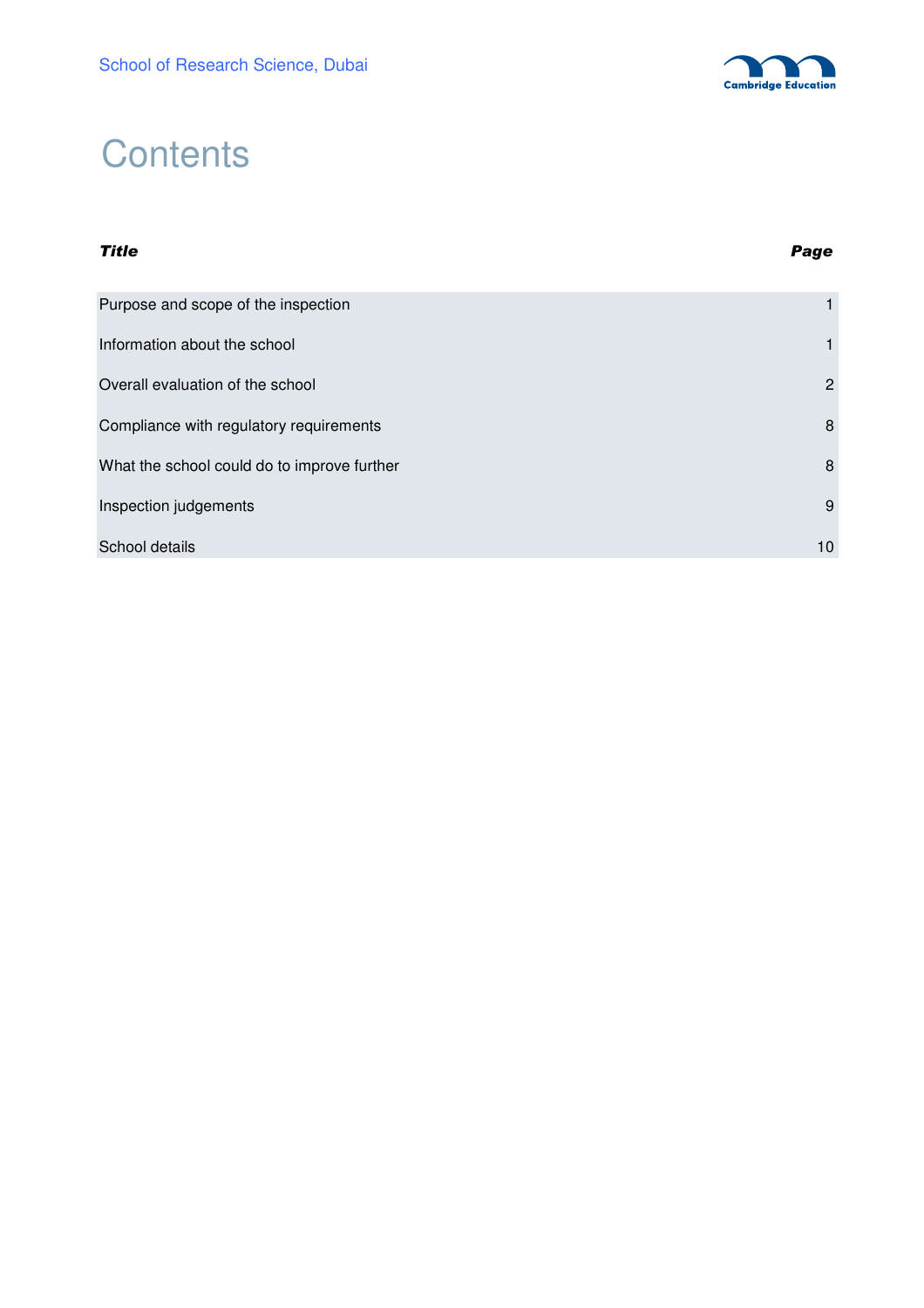# Contents

| ***Title*** | ***Page*** |
|---|---|
| Purpose and scope of the inspection | 1 |
| Information about the school | 1 |
| Overall evaluation of the school | 2 |
| Compliance with regulatory requirements | 8 |
| What the school could do to improve further | 8 |
| Inspection judgements | 9 |
| School details | 10 |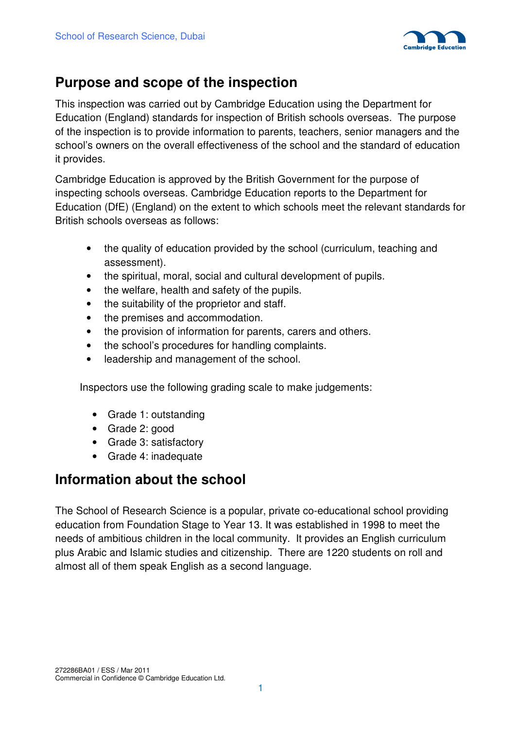## Purpose and scope of the inspection

This inspection was carried out by Cambridge Education using the Department for Education (England) standards for inspection of British schools overseas. The purpose of the inspection is to provide information to parents, teachers, senior managers and the school's owners on the overall effectiveness of the school and the standard of education it provides.

Cambridge Education is approved by the British Government for the purpose of inspecting schools overseas. Cambridge Education reports to the Department for Education (DfE) (England) on the extent to which schools meet the relevant standards for British schools overseas as follows:

- the quality of education provided by the school (curriculum, teaching and assessment).
- the spiritual, moral, social and cultural development of pupils.
- the welfare, health and safety of the pupils.
- the suitability of the proprietor and staff.
- the premises and accommodation.
- the provision of information for parents, carers and others.
- the school's procedures for handling complaints.
- leadership and management of the school.

Inspectors use the following grading scale to make judgements:

- Grade 1: outstanding
- Grade 2: good
- Grade 3: satisfactory
- Grade 4: inadequate

## Information about the school

The School of Research Science is a popular, private co-educational school providing education from Foundation Stage to Year 13. It was established in 1998 to meet the needs of ambitious children in the local community. It provides an English curriculum plus Arabic and Islamic studies and citizenship. There are 1220 students on roll and almost all of them speak English as a second language.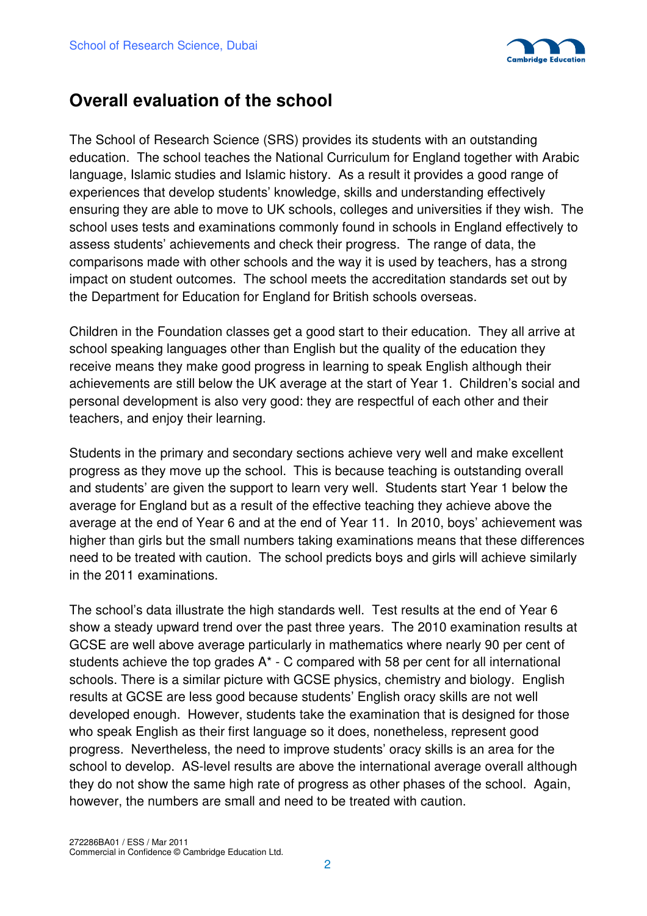# Overall evaluation of the school

The School of Research Science (SRS) provides its students with an outstanding education. The school teaches the National Curriculum for England together with Arabic language, Islamic studies and Islamic history. As a result it provides a good range of experiences that develop students' knowledge, skills and understanding effectively ensuring they are able to move to UK schools, colleges and universities if they wish. The school uses tests and examinations commonly found in schools in England effectively to assess students' achievements and check their progress. The range of data, the comparisons made with other schools and the way it is used by teachers, has a strong impact on student outcomes. The school meets the accreditation standards set out by the Department for Education for England for British schools overseas.

Children in the Foundation classes get a good start to their education. They all arrive at school speaking languages other than English but the quality of the education they receive means they make good progress in learning to speak English although their achievements are still below the UK average at the start of Year 1. Children's social and personal development is also very good: they are respectful of each other and their teachers, and enjoy their learning.

Students in the primary and secondary sections achieve very well and make excellent progress as they move up the school. This is because teaching is outstanding overall and students' are given the support to learn very well. Students start Year 1 below the average for England but as a result of the effective teaching they achieve above the average at the end of Year 6 and at the end of Year 11. In 2010, boys' achievement was higher than girls but the small numbers taking examinations means that these differences need to be treated with caution. The school predicts boys and girls will achieve similarly in the 2011 examinations.

The school's data illustrate the high standards well. Test results at the end of Year 6 show a steady upward trend over the past three years. The 2010 examination results at GCSE are well above average particularly in mathematics where nearly 90 per cent of students achieve the top grades A* - C compared with 58 per cent for all international schools. There is a similar picture with GCSE physics, chemistry and biology. English results at GCSE are less good because students' English oracy skills are not well developed enough. However, students take the examination that is designed for those who speak English as their first language so it does, nonetheless, represent good progress. Nevertheless, the need to improve students' oracy skills is an area for the school to develop. AS-level results are above the international average overall although they do not show the same high rate of progress as other phases of the school. Again, however, the numbers are small and need to be treated with caution.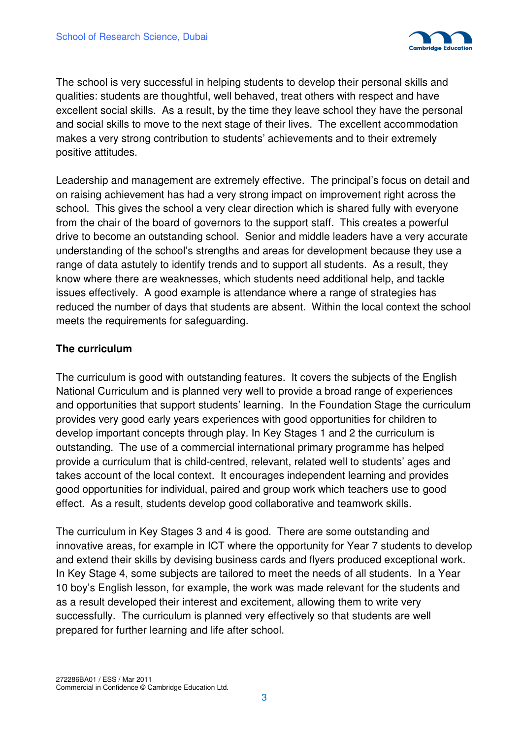The school is very successful in helping students to develop their personal skills and qualities: students are thoughtful, well behaved, treat others with respect and have excellent social skills. As a result, by the time they leave school they have the personal and social skills to move to the next stage of their lives. The excellent accommodation makes a very strong contribution to students' achievements and to their extremely positive attitudes.

Leadership and management are extremely effective. The principal's focus on detail and on raising achievement has had a very strong impact on improvement right across the school. This gives the school a very clear direction which is shared fully with everyone from the chair of the board of governors to the support staff. This creates a powerful drive to become an outstanding school. Senior and middle leaders have a very accurate understanding of the school's strengths and areas for development because they use a range of data astutely to identify trends and to support all students. As a result, they know where there are weaknesses, which students need additional help, and tackle issues effectively. A good example is attendance where a range of strategies has reduced the number of days that students are absent. Within the local context the school meets the requirements for safeguarding.

### The curriculum

The curriculum is good with outstanding features. It covers the subjects of the English National Curriculum and is planned very well to provide a broad range of experiences and opportunities that support students' learning. In the Foundation Stage the curriculum provides very good early years experiences with good opportunities for children to develop important concepts through play. In Key Stages 1 and 2 the curriculum is outstanding. The use of a commercial international primary programme has helped provide a curriculum that is child-centred, relevant, related well to students' ages and takes account of the local context. It encourages independent learning and provides good opportunities for individual, paired and group work which teachers use to good effect. As a result, students develop good collaborative and teamwork skills.

The curriculum in Key Stages 3 and 4 is good. There are some outstanding and innovative areas, for example in ICT where the opportunity for Year 7 students to develop and extend their skills by devising business cards and flyers produced exceptional work. In Key Stage 4, some subjects are tailored to meet the needs of all students. In a Year 10 boy's English lesson, for example, the work was made relevant for the students and as a result developed their interest and excitement, allowing them to write very successfully. The curriculum is planned very effectively so that students are well prepared for further learning and life after school.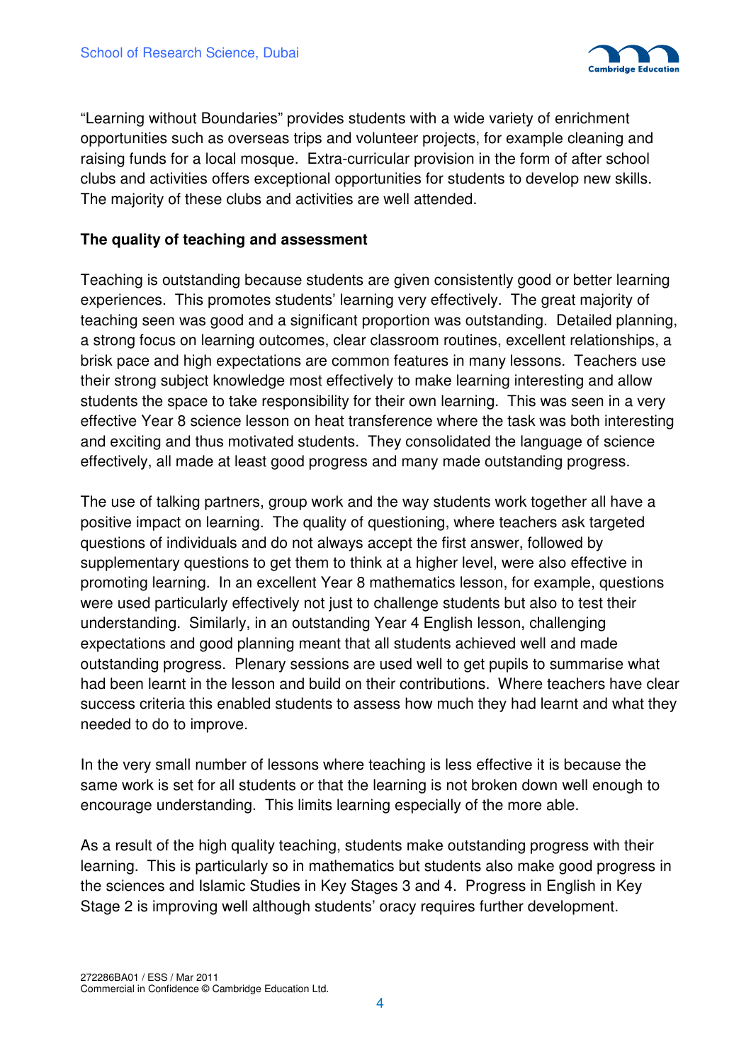"Learning without Boundaries" provides students with a wide variety of enrichment opportunities such as overseas trips and volunteer projects, for example cleaning and raising funds for a local mosque. Extra-curricular provision in the form of after school clubs and activities offers exceptional opportunities for students to develop new skills. The majority of these clubs and activities are well attended.

**The quality of teaching and assessment**

Teaching is outstanding because students are given consistently good or better learning experiences. This promotes students' learning very effectively. The great majority of teaching seen was good and a significant proportion was outstanding. Detailed planning, a strong focus on learning outcomes, clear classroom routines, excellent relationships, a brisk pace and high expectations are common features in many lessons. Teachers use their strong subject knowledge most effectively to make learning interesting and allow students the space to take responsibility for their own learning. This was seen in a very effective Year 8 science lesson on heat transference where the task was both interesting and exciting and thus motivated students. They consolidated the language of science effectively, all made at least good progress and many made outstanding progress.

The use of talking partners, group work and the way students work together all have a positive impact on learning. The quality of questioning, where teachers ask targeted questions of individuals and do not always accept the first answer, followed by supplementary questions to get them to think at a higher level, were also effective in promoting learning. In an excellent Year 8 mathematics lesson, for example, questions were used particularly effectively not just to challenge students but also to test their understanding. Similarly, in an outstanding Year 4 English lesson, challenging expectations and good planning meant that all students achieved well and made outstanding progress. Plenary sessions are used well to get pupils to summarise what had been learnt in the lesson and build on their contributions. Where teachers have clear success criteria this enabled students to assess how much they had learnt and what they needed to do to improve.

In the very small number of lessons where teaching is less effective it is because the same work is set for all students or that the learning is not broken down well enough to encourage understanding. This limits learning especially of the more able.

As a result of the high quality teaching, students make outstanding progress with their learning. This is particularly so in mathematics but students also make good progress in the sciences and Islamic Studies in Key Stages 3 and 4. Progress in English in Key Stage 2 is improving well although students' oracy requires further development.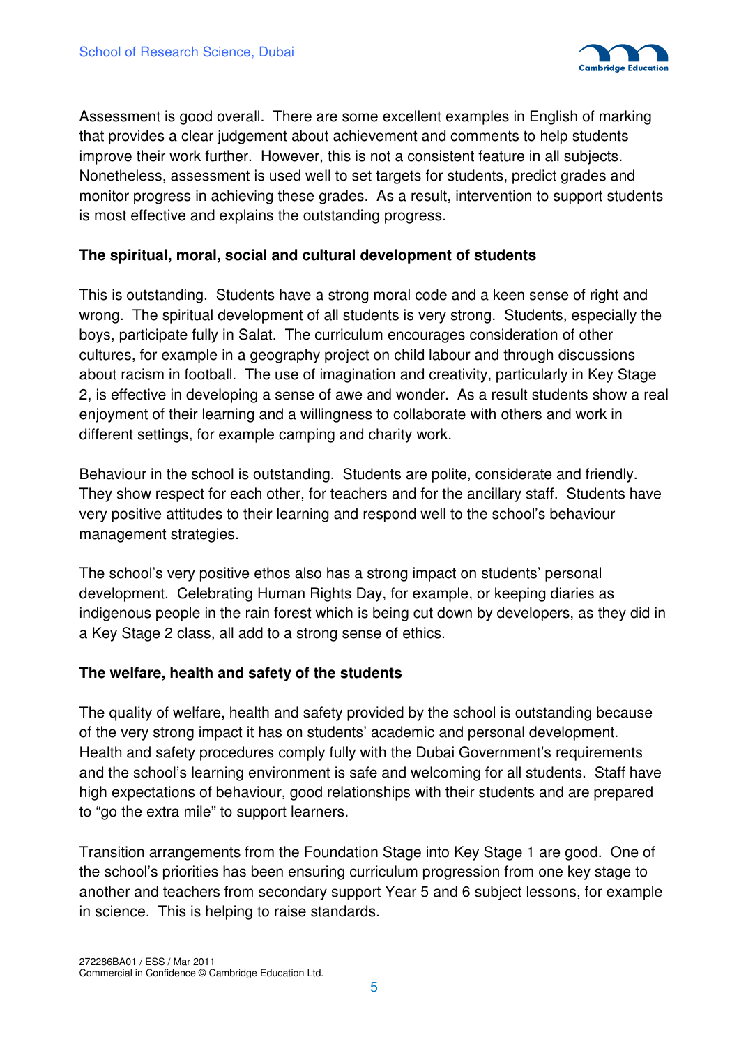Assessment is good overall. There are some excellent examples in English of marking that provides a clear judgement about achievement and comments to help students improve their work further. However, this is not a consistent feature in all subjects. Nonetheless, assessment is used well to set targets for students, predict grades and monitor progress in achieving these grades. As a result, intervention to support students is most effective and explains the outstanding progress.

**The spiritual, moral, social and cultural development of students**

This is outstanding. Students have a strong moral code and a keen sense of right and wrong. The spiritual development of all students is very strong. Students, especially the boys, participate fully in Salat. The curriculum encourages consideration of other cultures, for example in a geography project on child labour and through discussions about racism in football. The use of imagination and creativity, particularly in Key Stage 2, is effective in developing a sense of awe and wonder. As a result students show a real enjoyment of their learning and a willingness to collaborate with others and work in different settings, for example camping and charity work.

Behaviour in the school is outstanding. Students are polite, considerate and friendly. They show respect for each other, for teachers and for the ancillary staff. Students have very positive attitudes to their learning and respond well to the school's behaviour management strategies.

The school's very positive ethos also has a strong impact on students' personal development. Celebrating Human Rights Day, for example, or keeping diaries as indigenous people in the rain forest which is being cut down by developers, as they did in a Key Stage 2 class, all add to a strong sense of ethics.

**The welfare, health and safety of the students**

The quality of welfare, health and safety provided by the school is outstanding because of the very strong impact it has on students' academic and personal development. Health and safety procedures comply fully with the Dubai Government's requirements and the school's learning environment is safe and welcoming for all students. Staff have high expectations of behaviour, good relationships with their students and are prepared to "go the extra mile" to support learners.

Transition arrangements from the Foundation Stage into Key Stage 1 are good. One of the school's priorities has been ensuring curriculum progression from one key stage to another and teachers from secondary support Year 5 and 6 subject lessons, for example in science. This is helping to raise standards.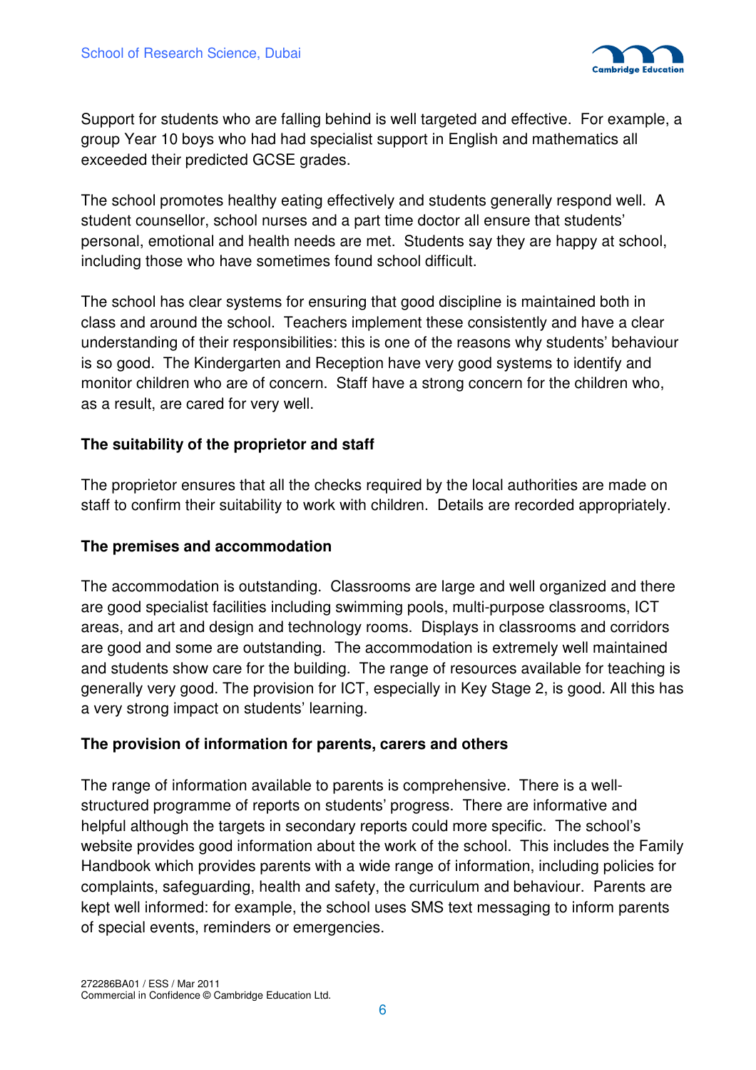Support for students who are falling behind is well targeted and effective. For example, a group Year 10 boys who had had specialist support in English and mathematics all exceeded their predicted GCSE grades.

The school promotes healthy eating effectively and students generally respond well. A student counsellor, school nurses and a part time doctor all ensure that students' personal, emotional and health needs are met. Students say they are happy at school, including those who have sometimes found school difficult.

The school has clear systems for ensuring that good discipline is maintained both in class and around the school. Teachers implement these consistently and have a clear understanding of their responsibilities: this is one of the reasons why students' behaviour is so good. The Kindergarten and Reception have very good systems to identify and monitor children who are of concern. Staff have a strong concern for the children who, as a result, are cared for very well.

**The suitability of the proprietor and staff**

The proprietor ensures that all the checks required by the local authorities are made on staff to confirm their suitability to work with children. Details are recorded appropriately.

**The premises and accommodation**

The accommodation is outstanding. Classrooms are large and well organized and there are good specialist facilities including swimming pools, multi-purpose classrooms, ICT areas, and art and design and technology rooms. Displays in classrooms and corridors are good and some are outstanding. The accommodation is extremely well maintained and students show care for the building. The range of resources available for teaching is generally very good. The provision for ICT, especially in Key Stage 2, is good. All this has a very strong impact on students' learning.

**The provision of information for parents, carers and others**

The range of information available to parents is comprehensive. There is a well-structured programme of reports on students' progress. There are informative and helpful although the targets in secondary reports could more specific. The school's website provides good information about the work of the school. This includes the Family Handbook which provides parents with a wide range of information, including policies for complaints, safeguarding, health and safety, the curriculum and behaviour. Parents are kept well informed: for example, the school uses SMS text messaging to inform parents of special events, reminders or emergencies.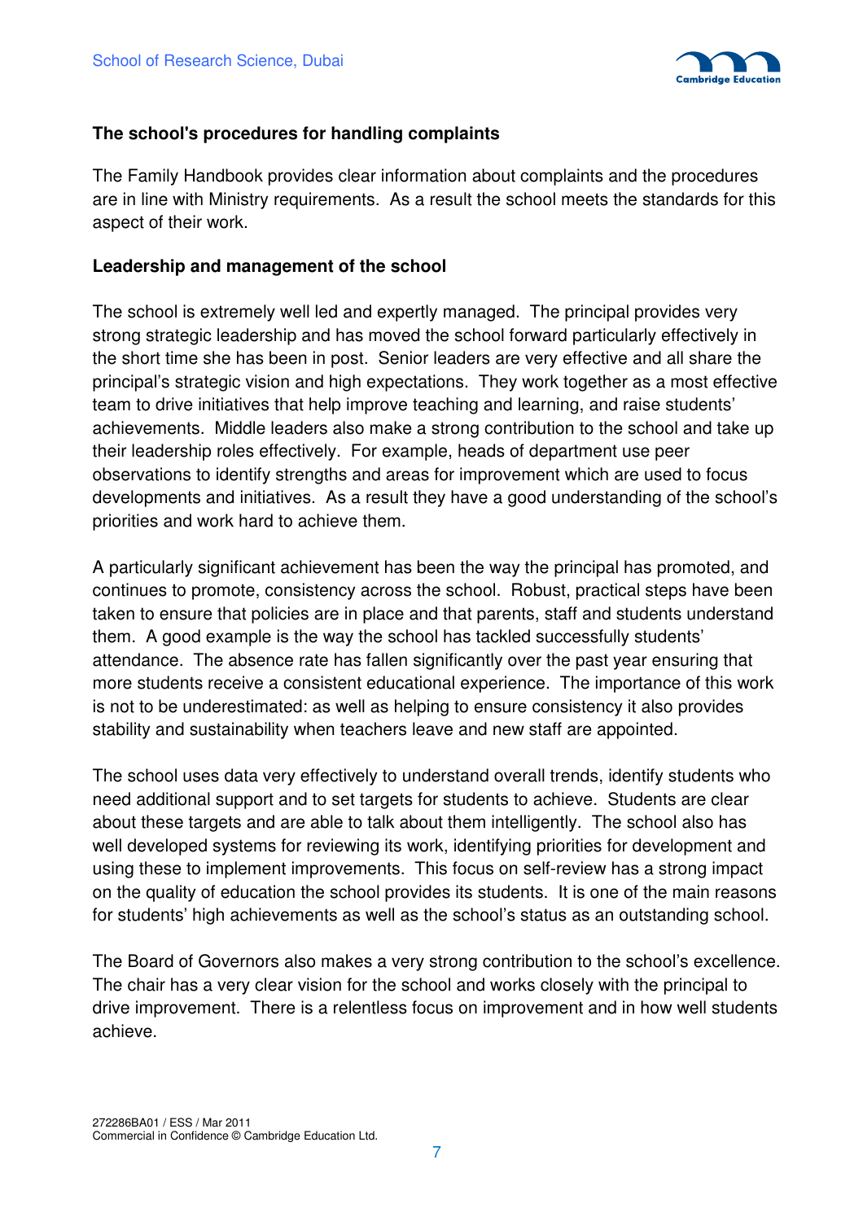### The school's procedures for handling complaints

The Family Handbook provides clear information about complaints and the procedures are in line with Ministry requirements. As a result the school meets the standards for this aspect of their work.

### Leadership and management of the school

The school is extremely well led and expertly managed. The principal provides very strong strategic leadership and has moved the school forward particularly effectively in the short time she has been in post. Senior leaders are very effective and all share the principal's strategic vision and high expectations. They work together as a most effective team to drive initiatives that help improve teaching and learning, and raise students' achievements. Middle leaders also make a strong contribution to the school and take up their leadership roles effectively. For example, heads of department use peer observations to identify strengths and areas for improvement which are used to focus developments and initiatives. As a result they have a good understanding of the school's priorities and work hard to achieve them.

A particularly significant achievement has been the way the principal has promoted, and continues to promote, consistency across the school. Robust, practical steps have been taken to ensure that policies are in place and that parents, staff and students understand them. A good example is the way the school has tackled successfully students' attendance. The absence rate has fallen significantly over the past year ensuring that more students receive a consistent educational experience. The importance of this work is not to be underestimated: as well as helping to ensure consistency it also provides stability and sustainability when teachers leave and new staff are appointed.

The school uses data very effectively to understand overall trends, identify students who need additional support and to set targets for students to achieve. Students are clear about these targets and are able to talk about them intelligently. The school also has well developed systems for reviewing its work, identifying priorities for development and using these to implement improvements. This focus on self-review has a strong impact on the quality of education the school provides its students. It is one of the main reasons for students' high achievements as well as the school's status as an outstanding school.

The Board of Governors also makes a very strong contribution to the school's excellence. The chair has a very clear vision for the school and works closely with the principal to drive improvement. There is a relentless focus on improvement and in how well students achieve.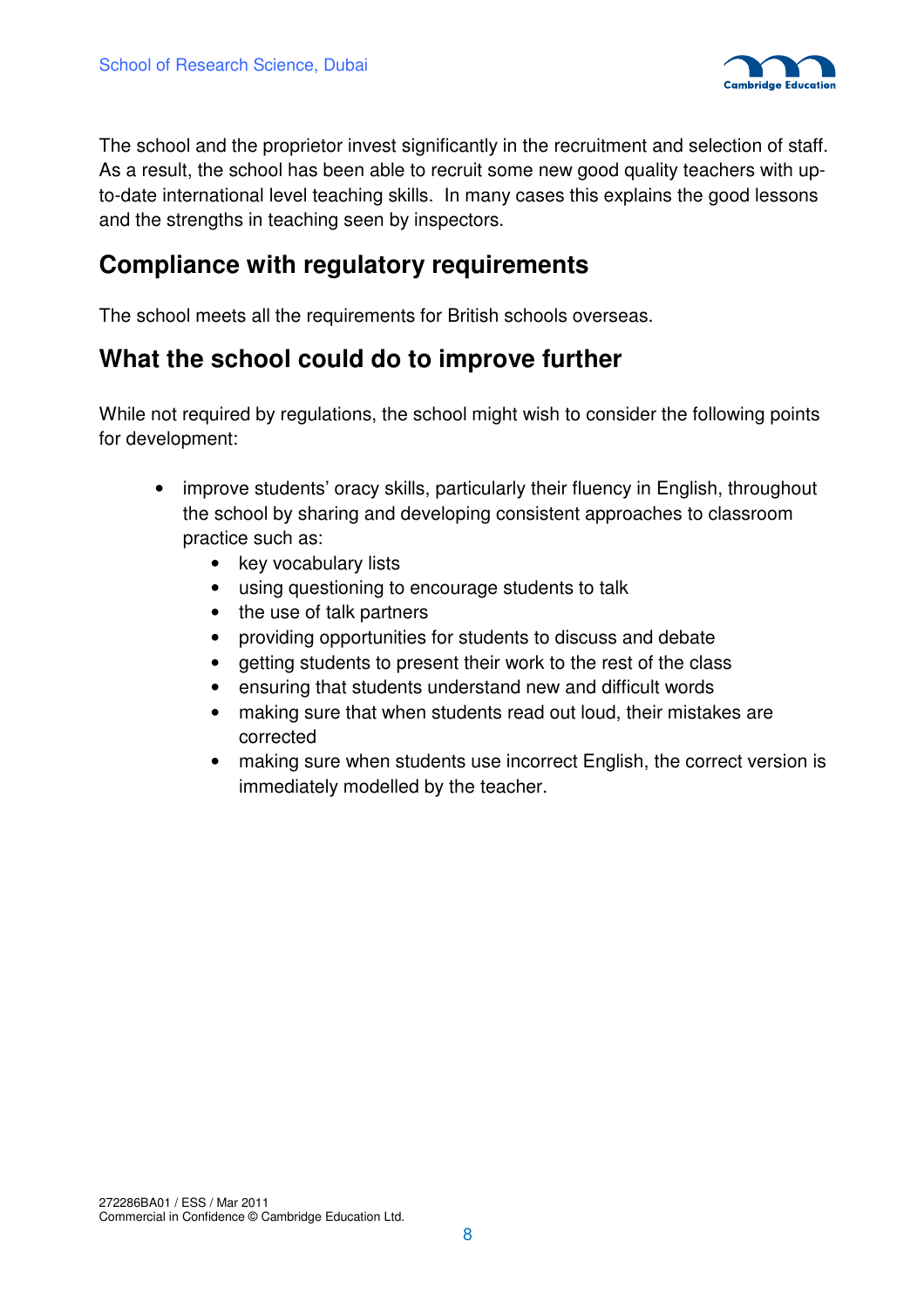The school and the proprietor invest significantly in the recruitment and selection of staff. As a result, the school has been able to recruit some new good quality teachers with up-to-date international level teaching skills. In many cases this explains the good lessons and the strengths in teaching seen by inspectors.

## Compliance with regulatory requirements

The school meets all the requirements for British schools overseas.

## What the school could do to improve further

While not required by regulations, the school might wish to consider the following points for development:

- improve students' oracy skills, particularly their fluency in English, throughout the school by sharing and developing consistent approaches to classroom practice such as:
  - key vocabulary lists
  - using questioning to encourage students to talk
  - the use of talk partners
  - providing opportunities for students to discuss and debate
  - getting students to present their work to the rest of the class
  - ensuring that students understand new and difficult words
  - making sure that when students read out loud, their mistakes are corrected
  - making sure when students use incorrect English, the correct version is immediately modelled by the teacher.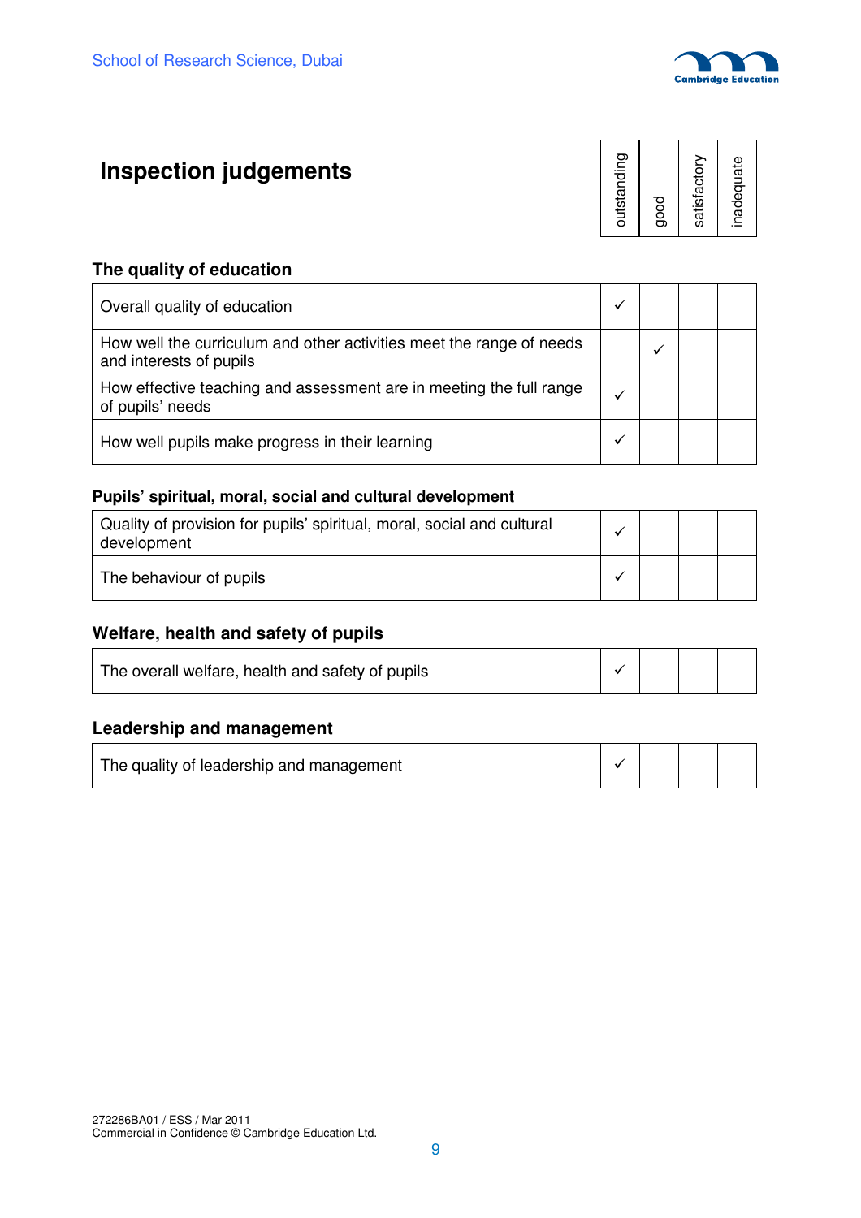# Inspection judgements

| | outstanding | good | satisfactory | inadequate |
|---|---|---|---|---|

## The quality of education

| | outstanding | good | satisfactory | inadequate |
|---|---|---|---|---|
| Overall quality of education | ✓ | | | |
| How well the curriculum and other activities meet the range of needs and interests of pupils | | ✓ | | |
| How effective teaching and assessment are in meeting the full range of pupils' needs | ✓ | | | |
| How well pupils make progress in their learning | ✓ | | | |

## Pupils' spiritual, moral, social and cultural development

| | outstanding | good | satisfactory | inadequate |
|---|---|---|---|---|
| Quality of provision for pupils' spiritual, moral, social and cultural development | ✓ | | | |
| The behaviour of pupils | ✓ | | | |

## Welfare, health and safety of pupils

| | outstanding | good | satisfactory | inadequate |
|---|---|---|---|---|
| The overall welfare, health and safety of pupils | ✓ | | | |

## Leadership and management

| | outstanding | good | satisfactory | inadequate |
|---|---|---|---|---|
| The quality of leadership and management | ✓ | | | |

272286BA01 / ESS / Mar 2011
Commercial in Confidence © Cambridge Education Ltd.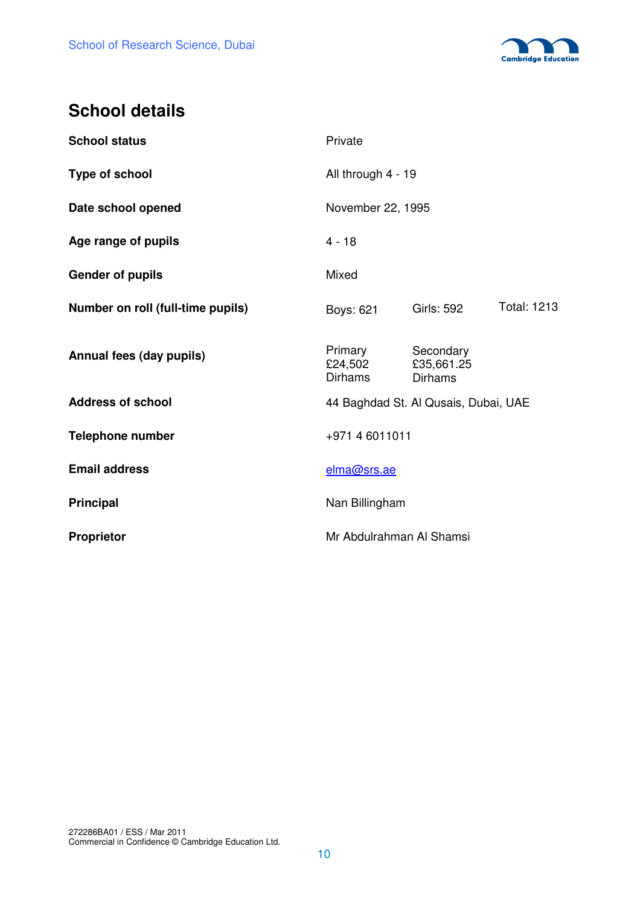## School details

| | | | |
|---|---|---|---|
| **School status** | Private | | |
| **Type of school** | All through 4 - 19 | | |
| **Date school opened** | November 22, 1995 | | |
| **Age range of pupils** | 4 - 18 | | |
| **Gender of pupils** | Mixed | | |
| **Number on roll (full-time pupils)** | Boys: 621 | Girls: 592 | Total: 1213 |
| **Annual fees (day pupils)** | Primary £24,502 Dirhams | Secondary £35,661.25 Dirhams | |
| **Address of school** | 44 Baghdad St. Al Qusais, Dubai, UAE | | |
| **Telephone number** | +971 4 6011011 | | |
| **Email address** | elma@srs.ae | | |
| **Principal** | Nan Billingham | | |
| **Proprietor** | Mr Abdulrahman Al Shamsi | | |

272286BA01 / ESS / Mar 2011
Commercial in Confidence © Cambridge Education Ltd.